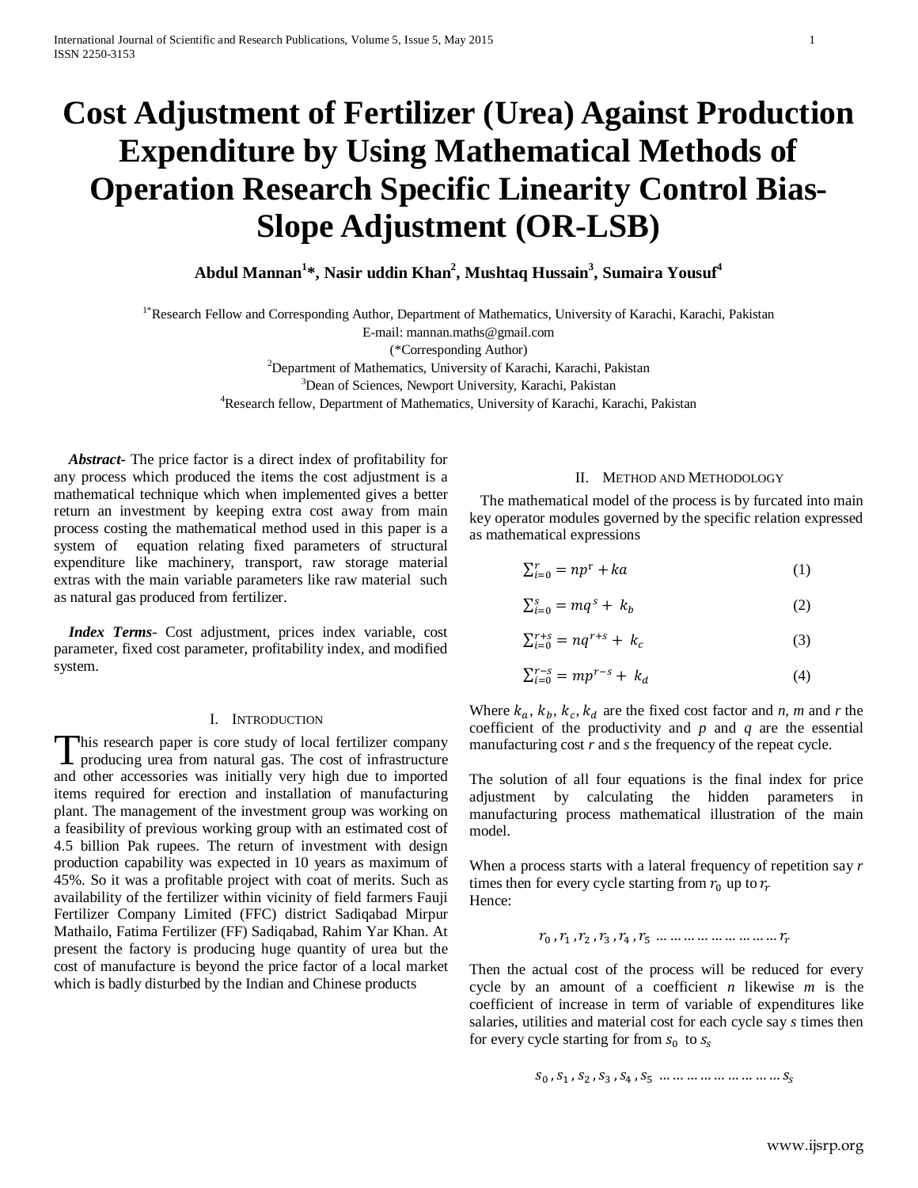# Cost Adjustment of Fertilizer (Urea) Against Production Expenditure by Using Mathematical Methods of Operation Research Specific Linearity Control Bias-Slope Adjustment (OR-LSB)

**Abdul Mannan[1]*, Nasir uddin Khan[2], Mushtaq Hussain[3], Sumaira Yousuf[4]**

[1*]Research Fellow and Corresponding Author, Department of Mathematics, University of Karachi, Karachi, Pakistan
E-mail: mannan.maths@gmail.com
(*Corresponding Author)
[2]Department of Mathematics, University of Karachi, Karachi, Pakistan
[3]Dean of Sciences, Newport University, Karachi, Pakistan
[4]Research fellow, Department of Mathematics, University of Karachi, Karachi, Pakistan

***Abstract***- The price factor is a direct index of profitability for any process which produced the items the cost adjustment is a mathematical technique which when implemented gives a better return an investment by keeping extra cost away from main process costing the mathematical method used in this paper is a system of equation relating fixed parameters of structural expenditure like machinery, transport, raw storage material extras with the main variable parameters like raw material such as natural gas produced from fertilizer.

***Index Terms***- Cost adjustment, prices index variable, cost parameter, fixed cost parameter, profitability index, and modified system.

## I. Introduction

This research paper is core study of local fertilizer company producing urea from natural gas. The cost of infrastructure and other accessories was initially very high due to imported items required for erection and installation of manufacturing plant. The management of the investment group was working on a feasibility of previous working group with an estimated cost of 4.5 billion Pak rupees. The return of investment with design production capability was expected in 10 years as maximum of 45%. So it was a profitable project with coat of merits. Such as availability of the fertilizer within vicinity of field farmers Fauji Fertilizer Company Limited (FFC) district Sadiqabad Mirpur Mathailo, Fatima Fertilizer (FF) Sadiqabad, Rahim Yar Khan. At present the factory is producing huge quantity of urea but the cost of manufacture is beyond the price factor of a local market which is badly disturbed by the Indian and Chinese products

## II. Method and Methodology

The mathematical model of the process is by furcated into main key operator modules governed by the specific relation expressed as mathematical expressions

$$\sum_{i=0}^{r} = np^{r} + ka \qquad (1)$$

$$\sum_{i=0}^{s} = mq^{s} + k_b \qquad (2)$$

$$\sum_{i=0}^{r+s} = nq^{r+s} + k_c \qquad (3)$$

$$\sum_{i=0}^{r-s} = mp^{r-s} + k_d \qquad (4)$$

Where $k_a$, $k_b$, $k_c$, $k_d$ are the fixed cost factor and *n, m* and *r* the coefficient of the productivity and *p* and *q* are the essential manufacturing cost *r* and *s* the frequency of the repeat cycle.

The solution of all four equations is the final index for price adjustment by calculating the hidden parameters in manufacturing process mathematical illustration of the main model.

When a process starts with a lateral frequency of repetition say *r* times then for every cycle starting from $r_0$ up to $r_r$
Hence:

$$r_0 , r_1 , r_2 , r_3 , r_4 , r_5 \ldots\ldots\ldots\ldots\ldots\ldots\ldots\ldots\ldots r_r$$

Then the actual cost of the process will be reduced for every cycle by an amount of a coefficient *n* likewise *m* is the coefficient of increase in term of variable of expenditures like salaries, utilities and material cost for each cycle say *s* times then for every cycle starting for from $s_0$ to $s_s$

$$s_0 , s_1 , s_2 , s_3 , s_4 , s_5 \ldots\ldots\ldots\ldots\ldots\ldots\ldots\ldots\ldots s_s$$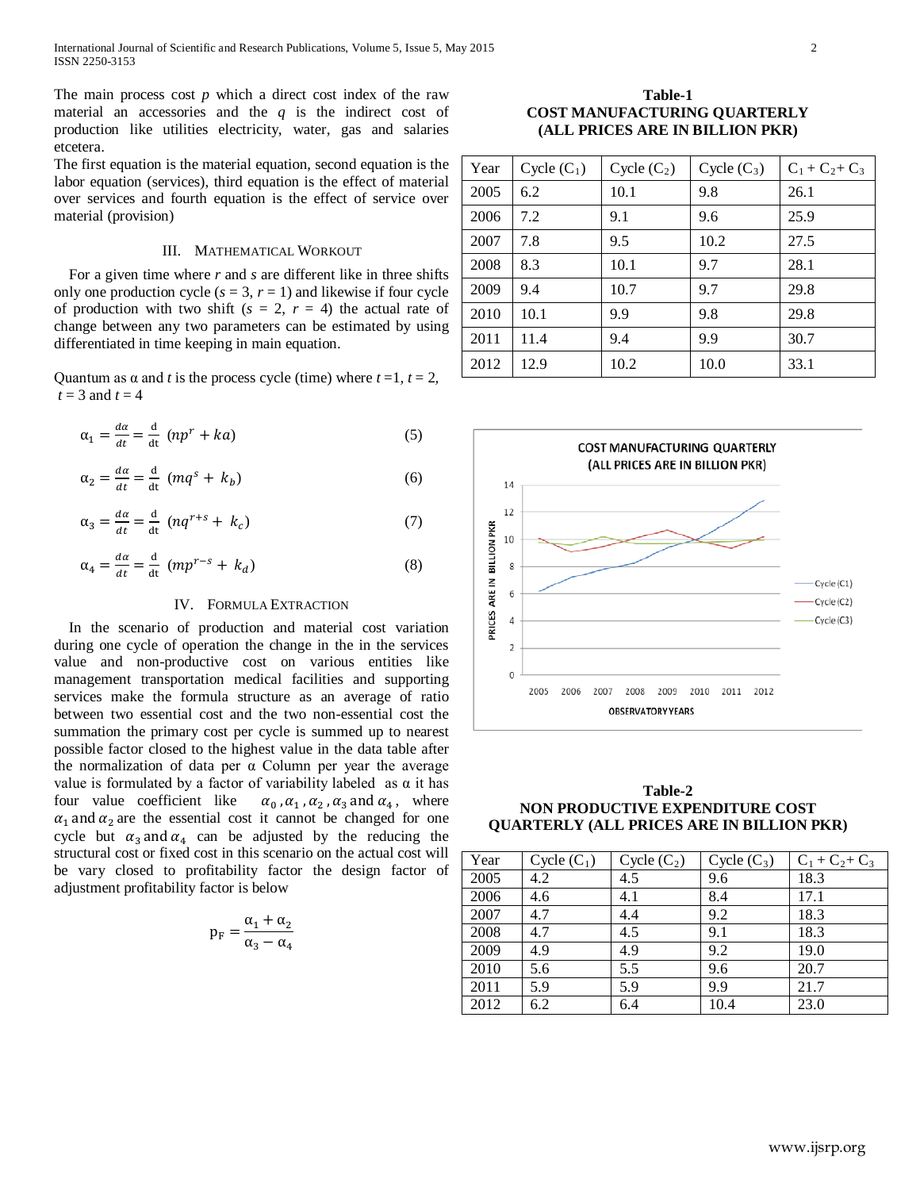The main process cost $p$ which a direct cost index of the raw material an accessories and the $q$ is the indirect cost of production like utilities electricity, water, gas and salaries etcetera.

The first equation is the material equation, second equation is the labor equation (services), third equation is the effect of material over services and fourth equation is the effect of service over material (provision)

## III. Mathematical Workout

For a given time where $r$ and $s$ are different like in three shifts only one production cycle ($s = 3$, $r = 1$) and likewise if four cycle of production with two shift ($s = 2$, $r = 4$) the actual rate of change between any two parameters can be estimated by using differentiated in time keeping in main equation.

Quantum as α and $t$ is the process cycle (time) where $t = 1$, $t = 2$, $t = 3$ and $t = 4$

$$\alpha_1 = \frac{d\alpha}{dt} = \frac{d}{dt}\,(np^r + ka) \tag{5}$$

$$\alpha_2 = \frac{d\alpha}{dt} = \frac{d}{dt}\,(mq^s + k_b) \tag{6}$$

$$\alpha_3 = \frac{d\alpha}{dt} = \frac{d}{dt}\,(nq^{r+s} + k_c) \tag{7}$$

$$\alpha_4 = \frac{d\alpha}{dt} = \frac{d}{dt}\,(mp^{r-s} + k_d) \tag{8}$$

## IV. Formula Extraction

In the scenario of production and material cost variation during one cycle of operation the change in the in the services value and non-productive cost on various entities like management transportation medical facilities and supporting services make the formula structure as an average of ratio between two essential cost and the two non-essential cost the summation the primary cost per cycle is summed up to nearest possible factor closed to the highest value in the data table after the normalization of data per α Column per year the average value is formulated by a factor of variability labeled as α it has four value coefficient like $\alpha_0, \alpha_1, \alpha_2, \alpha_3$ and $\alpha_4$, where $\alpha_1$ and $\alpha_2$ are the essential cost it cannot be changed for one cycle but $\alpha_3$ and $\alpha_4$ can be adjusted by the reducing the structural cost or fixed cost in this scenario on the actual cost will be vary closed to profitability factor the design factor of adjustment profitability factor is below

$$p_F = \frac{\alpha_1 + \alpha_2}{\alpha_3 - \alpha_4}$$

**Table-1**
**COST MANUFACTURING QUARTERLY**
**(ALL PRICES ARE IN BILLION PKR)**

| Year | Cycle ($C_1$) | Cycle ($C_2$) | Cycle ($C_3$) | $C_1 + C_2 + C_3$ |
|---|---|---|---|---|
| 2005 | 6.2 | 10.1 | 9.8 | 26.1 |
| 2006 | 7.2 | 9.1 | 9.6 | 25.9 |
| 2007 | 7.8 | 9.5 | 10.2 | 27.5 |
| 2008 | 8.3 | 10.1 | 9.7 | 28.1 |
| 2009 | 9.4 | 10.7 | 9.7 | 29.8 |
| 2010 | 10.1 | 9.9 | 9.8 | 29.8 |
| 2011 | 11.4 | 9.4 | 9.9 | 30.7 |
| 2012 | 12.9 | 10.2 | 10.0 | 33.1 |

**Table-2**
**NON PRODUCTIVE EXPENDITURE COST QUARTERLY (ALL PRICES ARE IN BILLION PKR)**

| Year | Cycle ($C_1$) | Cycle ($C_2$) | Cycle ($C_3$) | $C_1 + C_2 + C_3$ |
|---|---|---|---|---|
| 2005 | 4.2 | 4.5 | 9.6 | 18.3 |
| 2006 | 4.6 | 4.1 | 8.4 | 17.1 |
| 2007 | 4.7 | 4.4 | 9.2 | 18.3 |
| 2008 | 4.7 | 4.5 | 9.1 | 18.3 |
| 2009 | 4.9 | 4.9 | 9.2 | 19.0 |
| 2010 | 5.6 | 5.5 | 9.6 | 20.7 |
| 2011 | 5.9 | 5.9 | 9.9 | 21.7 |
| 2012 | 6.2 | 6.4 | 10.4 | 23.0 |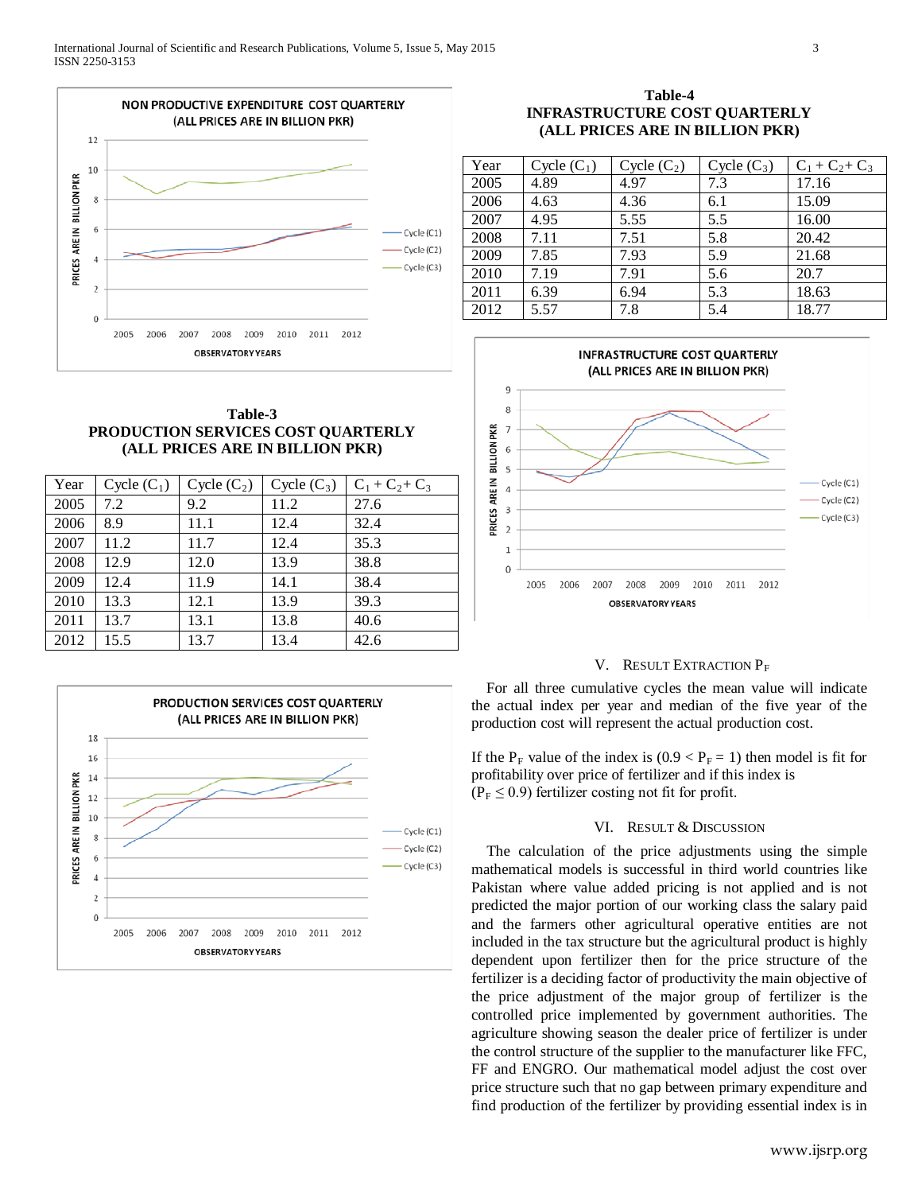### Table-3
### PRODUCTION SERVICES COST QUARTERLY
### (ALL PRICES ARE IN BILLION PKR)

| Year | Cycle ($C_1$) | Cycle ($C_2$) | Cycle ($C_3$) | $C_1 + C_2 + C_3$ |
|---|---|---|---|---|
| 2005 | 7.2 | 9.2 | 11.2 | 27.6 |
| 2006 | 8.9 | 11.1 | 12.4 | 32.4 |
| 2007 | 11.2 | 11.7 | 12.4 | 35.3 |
| 2008 | 12.9 | 12.0 | 13.9 | 38.8 |
| 2009 | 12.4 | 11.9 | 14.1 | 38.4 |
| 2010 | 13.3 | 12.1 | 13.9 | 39.3 |
| 2011 | 13.7 | 13.1 | 13.8 | 40.6 |
| 2012 | 15.5 | 13.7 | 13.4 | 42.6 |

### Table-4
### INFRASTRUCTURE COST QUARTERLY
### (ALL PRICES ARE IN BILLION PKR)

| Year | Cycle ($C_1$) | Cycle ($C_2$) | Cycle ($C_3$) | $C_1 + C_2 + C_3$ |
|---|---|---|---|---|
| 2005 | 4.89 | 4.97 | 7.3 | 17.16 |
| 2006 | 4.63 | 4.36 | 6.1 | 15.09 |
| 2007 | 4.95 | 5.55 | 5.5 | 16.00 |
| 2008 | 7.11 | 7.51 | 5.8 | 20.42 |
| 2009 | 7.85 | 7.93 | 5.9 | 21.68 |
| 2010 | 7.19 | 7.91 | 5.6 | 20.7 |
| 2011 | 6.39 | 6.94 | 5.3 | 18.63 |
| 2012 | 5.57 | 7.8 | 5.4 | 18.77 |

## V. Result Extraction $P_F$

For all three cumulative cycles the mean value will indicate the actual index per year and median of the five year of the production cost will represent the actual production cost.

If the $P_F$ value of the index is ($0.9 < P_F = 1$) then model is fit for profitability over price of fertilizer and if this index is ($P_F \leq 0.9$) fertilizer costing not fit for profit.

## VI. Result & Discussion

The calculation of the price adjustments using the simple mathematical models is successful in third world countries like Pakistan where value added pricing is not applied and is not predicted the major portion of our working class the salary paid and the farmers other agricultural operative entities are not included in the tax structure but the agricultural product is highly dependent upon fertilizer then for the price structure of the fertilizer is a deciding factor of productivity the main objective of the price adjustment of the major group of fertilizer is the controlled price implemented by government authorities. The agriculture showing season the dealer price of fertilizer is under the control structure of the supplier to the manufacturer like FFC, FF and ENGRO. Our mathematical model adjust the cost over price structure such that no gap between primary expenditure and find production of the fertilizer by providing essential index is in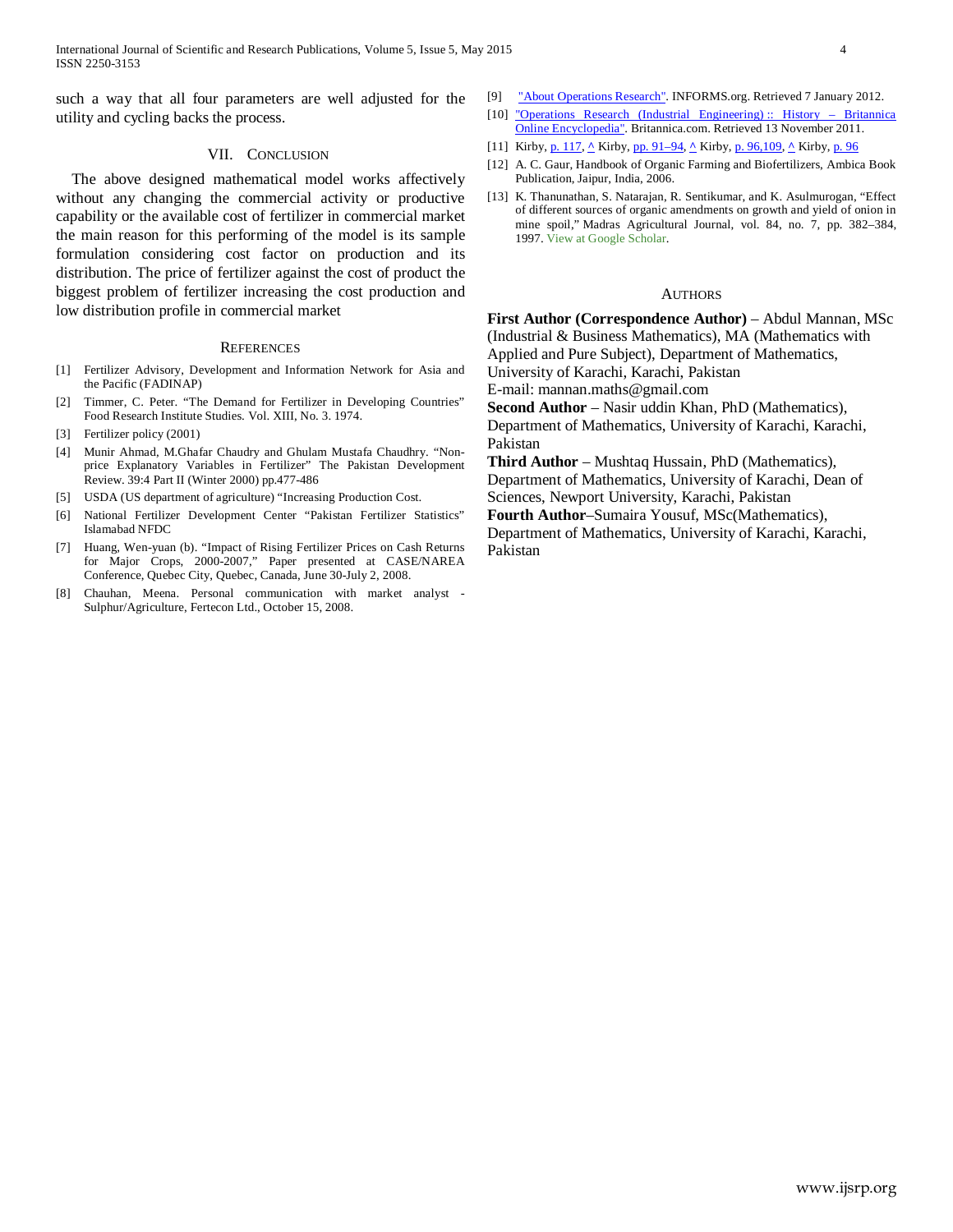such a way that all four parameters are well adjusted for the utility and cycling backs the process.

## VII. Conclusion

The above designed mathematical model works affectively without any changing the commercial activity or productive capability or the available cost of fertilizer in commercial market the main reason for this performing of the model is its sample formulation considering cost factor on production and its distribution. The price of fertilizer against the cost of product the biggest problem of fertilizer increasing the cost production and low distribution profile in commercial market

## References

[1] Fertilizer Advisory, Development and Information Network for Asia and the Pacific (FADINAP)

[2] Timmer, C. Peter. "The Demand for Fertilizer in Developing Countries" Food Research Institute Studies. Vol. XIII, No. 3. 1974.

[3] Fertilizer policy (2001)

[4] Munir Ahmad, M.Ghafar Chaudry and Ghulam Mustafa Chaudhry. "Non-price Explanatory Variables in Fertilizer" The Pakistan Development Review. 39:4 Part II (Winter 2000) pp.477-486

[5] USDA (US department of agriculture) "Increasing Production Cost.

[6] National Fertilizer Development Center "Pakistan Fertilizer Statistics" Islamabad NFDC

[7] Huang, Wen-yuan (b). "Impact of Rising Fertilizer Prices on Cash Returns for Major Crops, 2000-2007," Paper presented at CASE/NAREA Conference, Quebec City, Quebec, Canada, June 30-July 2, 2008.

[8] Chauhan, Meena. Personal communication with market analyst - Sulphur/Agriculture, Fertecon Ltd., October 15, 2008.

[9] "About Operations Research". INFORMS.org. Retrieved 7 January 2012.

[10] "Operations Research (Industrial Engineering) :: History – Britannica Online Encyclopedia". Britannica.com. Retrieved 13 November 2011.

[11] Kirby, p. 117, ^ Kirby, pp. 91–94, ^ Kirby, p. 96,109, ^ Kirby, p. 96

[12] A. C. Gaur, Handbook of Organic Farming and Biofertilizers, Ambica Book Publication, Jaipur, India, 2006.

[13] K. Thanunathan, S. Natarajan, R. Sentikumar, and K. Asulmurogan, "Effect of different sources of organic amendments on growth and yield of onion in mine spoil," Madras Agricultural Journal, vol. 84, no. 7, pp. 382–384, 1997. View at Google Scholar.

## Authors

**First Author (Correspondence Author)** – Abdul Mannan, MSc (Industrial & Business Mathematics), MA (Mathematics with Applied and Pure Subject), Department of Mathematics, University of Karachi, Karachi, Pakistan
E-mail: mannan.maths@gmail.com

**Second Author** – Nasir uddin Khan, PhD (Mathematics), Department of Mathematics, University of Karachi, Karachi, Pakistan

**Third Author** – Mushtaq Hussain, PhD (Mathematics), Department of Mathematics, University of Karachi, Dean of Sciences, Newport University, Karachi, Pakistan

**Fourth Author**–Sumaira Yousuf, MSc(Mathematics), Department of Mathematics, University of Karachi, Karachi, Pakistan